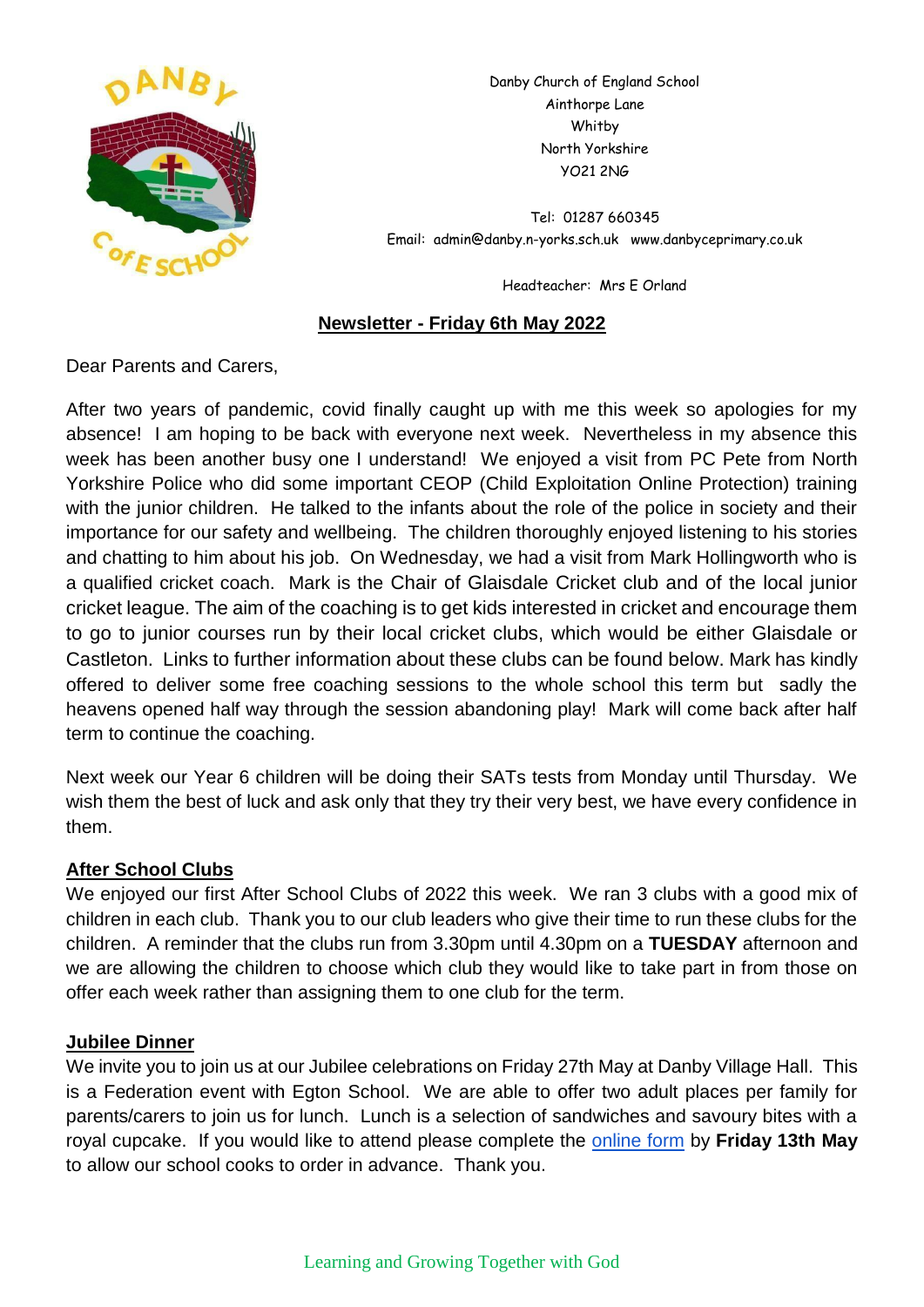Danby Church of England School
Ainthorpe Lane
Whitby
North Yorkshire
YO21 2NG

Tel: 01287 660345
Email: admin@danby.n-yorks.sch.uk www.danbyceprimary.co.uk

Headteacher: Mrs E Orland

## Newsletter - Friday 6th May 2022

Dear Parents and Carers,

After two years of pandemic, covid finally caught up with me this week so apologies for my absence! I am hoping to be back with everyone next week. Nevertheless in my absence this week has been another busy one I understand! We enjoyed a visit from PC Pete from North Yorkshire Police who did some important CEOP (Child Exploitation Online Protection) training with the junior children. He talked to the infants about the role of the police in society and their importance for our safety and wellbeing. The children thoroughly enjoyed listening to his stories and chatting to him about his job. On Wednesday, we had a visit from Mark Hollingworth who is a qualified cricket coach. Mark is the Chair of Glaisdale Cricket club and of the local junior cricket league. The aim of the coaching is to get kids interested in cricket and encourage them to go to junior courses run by their local cricket clubs, which would be either Glaisdale or Castleton. Links to further information about these clubs can be found below. Mark has kindly offered to deliver some free coaching sessions to the whole school this term but sadly the heavens opened half way through the session abandoning play! Mark will come back after half term to continue the coaching.

Next week our Year 6 children will be doing their SATs tests from Monday until Thursday. We wish them the best of luck and ask only that they try their very best, we have every confidence in them.

### After School Clubs

We enjoyed our first After School Clubs of 2022 this week. We ran 3 clubs with a good mix of children in each club. Thank you to our club leaders who give their time to run these clubs for the children. A reminder that the clubs run from 3.30pm until 4.30pm on a **TUESDAY** afternoon and we are allowing the children to choose which club they would like to take part in from those on offer each week rather than assigning them to one club for the term.

### Jubilee Dinner

We invite you to join us at our Jubilee celebrations on Friday 27th May at Danby Village Hall. This is a Federation event with Egton School. We are able to offer two adult places per family for parents/carers to join us for lunch. Lunch is a selection of sandwiches and savoury bites with a royal cupcake. If you would like to attend please complete the online form by **Friday 13th May** to allow our school cooks to order in advance. Thank you.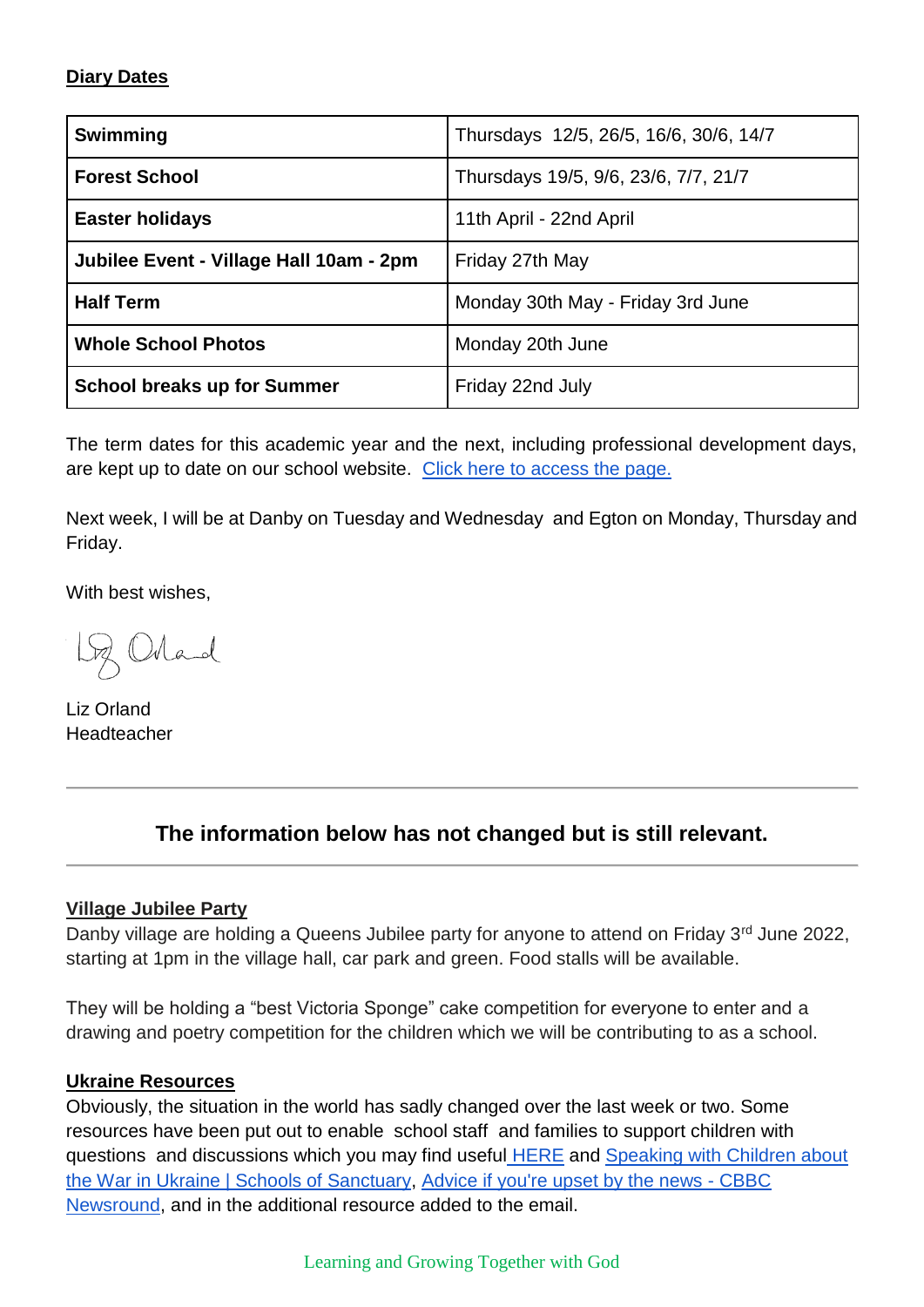**Diary Dates**

| **Swimming** | Thursdays 12/5, 26/5, 16/6, 30/6, 14/7 |
|---|---|
| **Forest School** | Thursdays 19/5, 9/6, 23/6, 7/7, 21/7 |
| **Easter holidays** | 11th April - 22nd April |
| **Jubilee Event - Village Hall 10am - 2pm** | Friday 27th May |
| **Half Term** | Monday 30th May - Friday 3rd June |
| **Whole School Photos** | Monday 20th June |
| **School breaks up for Summer** | Friday 22nd July |

The term dates for this academic year and the next, including professional development days, are kept up to date on our school website. Click here to access the page.

Next week, I will be at Danby on Tuesday and Wednesday and Egton on Monday, Thursday and Friday.

With best wishes,

Liz Orland
Headteacher

---

### The information below has not changed but is still relevant.

---

**Village Jubilee Party**

Danby village are holding a Queens Jubilee party for anyone to attend on Friday 3rd June 2022, starting at 1pm in the village hall, car park and green. Food stalls will be available.

They will be holding a "best Victoria Sponge" cake competition for everyone to enter and a drawing and poetry competition for the children which we will be contributing to as a school.

**Ukraine Resources**

Obviously, the situation in the world has sadly changed over the last week or two. Some resources have been put out to enable school staff and families to support children with questions and discussions which you may find useful HERE and Speaking with Children about the War in Ukraine | Schools of Sanctuary, Advice if you're upset by the news - CBBC Newsround, and in the additional resource added to the email.

Learning and Growing Together with God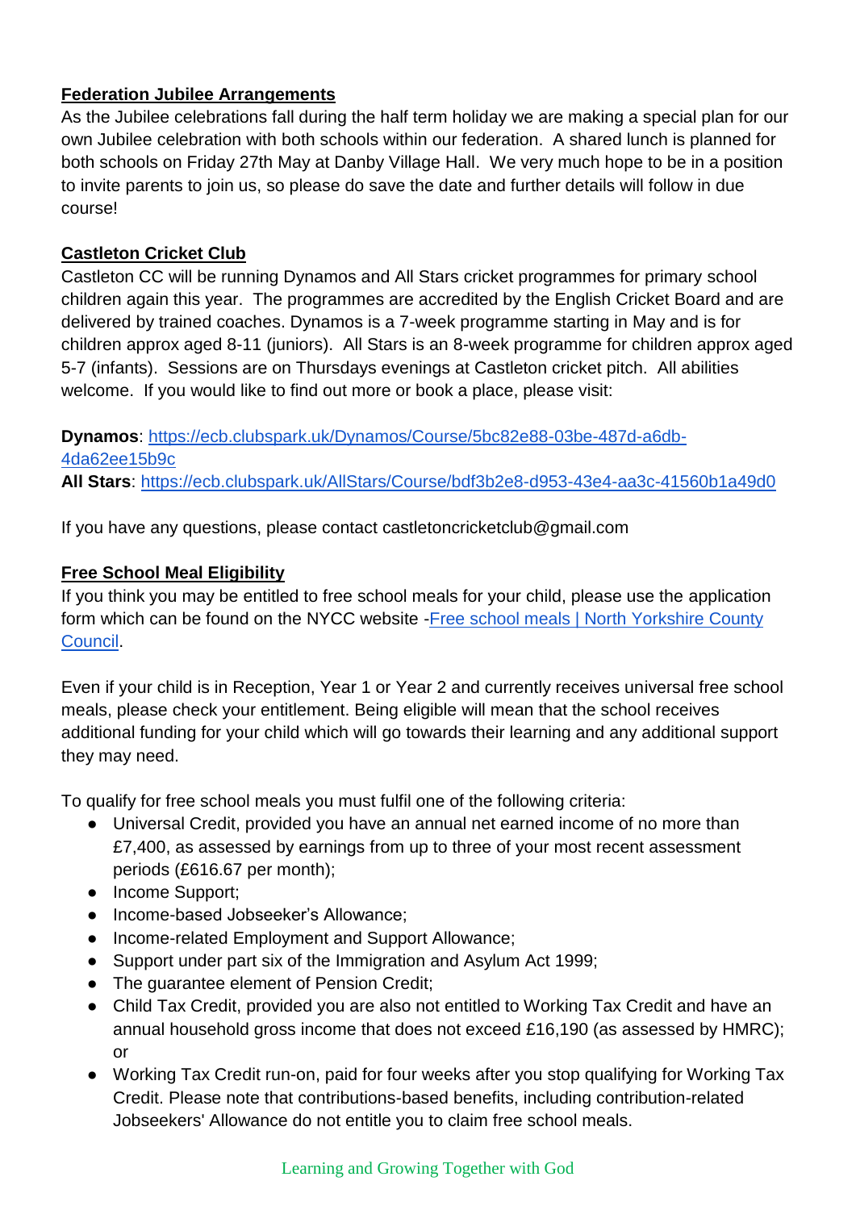**Federation Jubilee Arrangements**

As the Jubilee celebrations fall during the half term holiday we are making a special plan for our own Jubilee celebration with both schools within our federation. A shared lunch is planned for both schools on Friday 27th May at Danby Village Hall. We very much hope to be in a position to invite parents to join us, so please do save the date and further details will follow in due course!

**Castleton Cricket Club**

Castleton CC will be running Dynamos and All Stars cricket programmes for primary school children again this year. The programmes are accredited by the English Cricket Board and are delivered by trained coaches. Dynamos is a 7-week programme starting in May and is for children approx aged 8-11 (juniors). All Stars is an 8-week programme for children approx aged 5-7 (infants). Sessions are on Thursdays evenings at Castleton cricket pitch. All abilities welcome. If you would like to find out more or book a place, please visit:

**Dynamos**: [https://ecb.clubspark.uk/Dynamos/Course/5bc82e88-03be-487d-a6db-4da62ee15b9c](https://ecb.clubspark.uk/Dynamos/Course/5bc82e88-03be-487d-a6db-4da62ee15b9c)
**All Stars**: [https://ecb.clubspark.uk/AllStars/Course/bdf3b2e8-d953-43e4-aa3c-41560b1a49d0](https://ecb.clubspark.uk/AllStars/Course/bdf3b2e8-d953-43e4-aa3c-41560b1a49d0)

If you have any questions, please contact castletoncricketclub@gmail.com

**Free School Meal Eligibility**

If you think you may be entitled to free school meals for your child, please use the application form which can be found on the NYCC website -Free school meals | North Yorkshire County Council.

Even if your child is in Reception, Year 1 or Year 2 and currently receives universal free school meals, please check your entitlement. Being eligible will mean that the school receives additional funding for your child which will go towards their learning and any additional support they may need.

To qualify for free school meals you must fulfil one of the following criteria:

- Universal Credit, provided you have an annual net earned income of no more than £7,400, as assessed by earnings from up to three of your most recent assessment periods (£616.67 per month);
- Income Support;
- Income-based Jobseeker's Allowance;
- Income-related Employment and Support Allowance;
- Support under part six of the Immigration and Asylum Act 1999;
- The guarantee element of Pension Credit;
- Child Tax Credit, provided you are also not entitled to Working Tax Credit and have an annual household gross income that does not exceed £16,190 (as assessed by HMRC); or
- Working Tax Credit run-on, paid for four weeks after you stop qualifying for Working Tax Credit. Please note that contributions-based benefits, including contribution-related Jobseekers' Allowance do not entitle you to claim free school meals.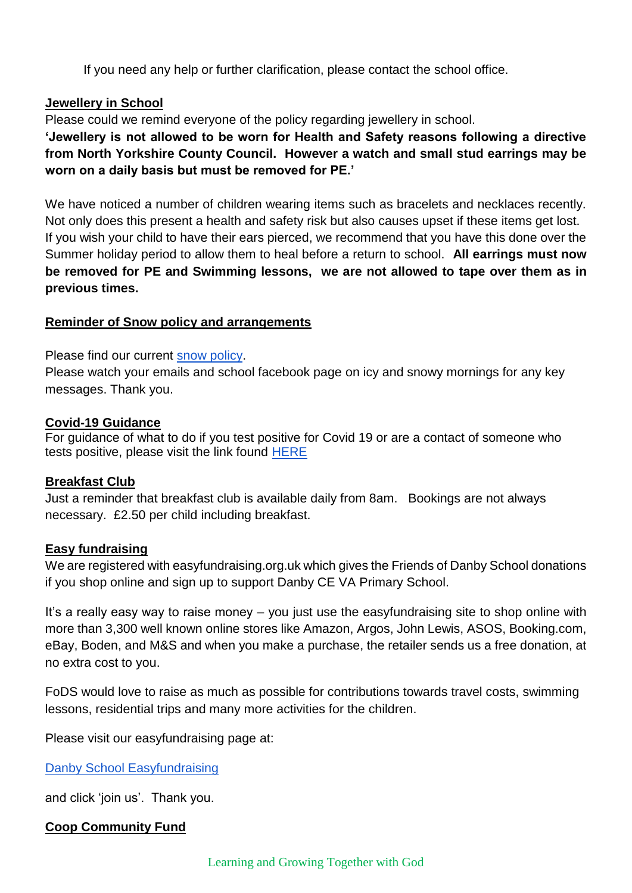If you need any help or further clarification, please contact the school office.

**Jewellery in School**

Please could we remind everyone of the policy regarding jewellery in school.

**'Jewellery is not allowed to be worn for Health and Safety reasons following a directive from North Yorkshire County Council. However a watch and small stud earrings may be worn on a daily basis but must be removed for PE.'**

We have noticed a number of children wearing items such as bracelets and necklaces recently. Not only does this present a health and safety risk but also causes upset if these items get lost. If you wish your child to have their ears pierced, we recommend that you have this done over the Summer holiday period to allow them to heal before a return to school. **All earrings must now be removed for PE and Swimming lessons, we are not allowed to tape over them as in previous times.**

**Reminder of Snow policy and arrangements**

Please find our current snow policy.

Please watch your emails and school facebook page on icy and snowy mornings for any key messages. Thank you.

**Covid-19 Guidance**

For guidance of what to do if you test positive for Covid 19 or are a contact of someone who tests positive, please visit the link found HERE

**Breakfast Club**

Just a reminder that breakfast club is available daily from 8am. Bookings are not always necessary. £2.50 per child including breakfast.

**Easy fundraising**

We are registered with easyfundraising.org.uk which gives the Friends of Danby School donations if you shop online and sign up to support Danby CE VA Primary School.

It's a really easy way to raise money – you just use the easyfundraising site to shop online with more than 3,300 well known online stores like Amazon, Argos, John Lewis, ASOS, Booking.com, eBay, Boden, and M&S and when you make a purchase, the retailer sends us a free donation, at no extra cost to you.

FoDS would love to raise as much as possible for contributions towards travel costs, swimming lessons, residential trips and many more activities for the children.

Please visit our easyfundraising page at:

Danby School Easyfundraising

and click 'join us'. Thank you.

**Coop Community Fund**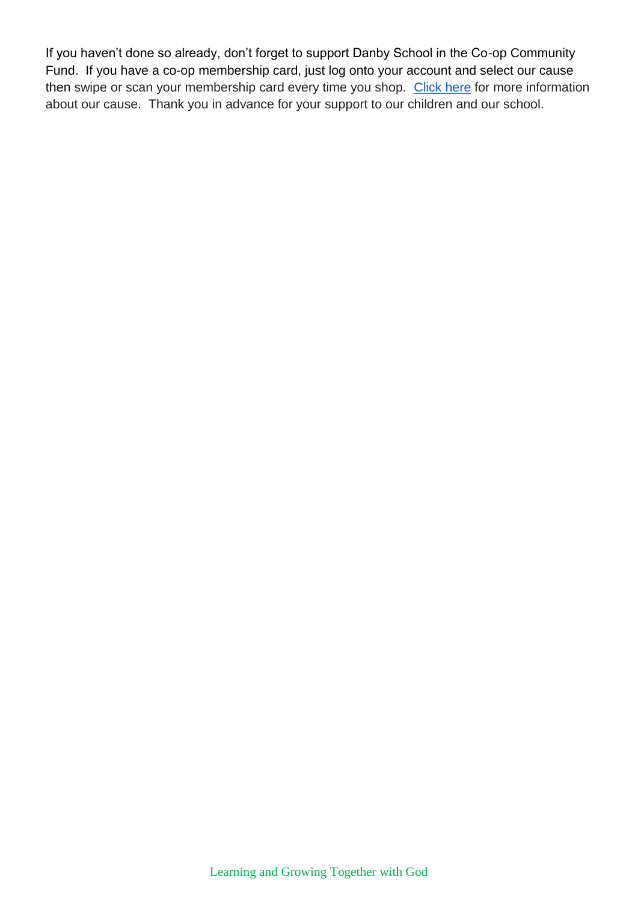If you haven't done so already, don't forget to support Danby School in the Co-op Community Fund. If you have a co-op membership card, just log onto your account and select our cause then swipe or scan your membership card every time you shop. Click here for more information about our cause. Thank you in advance for your support to our children and our school.